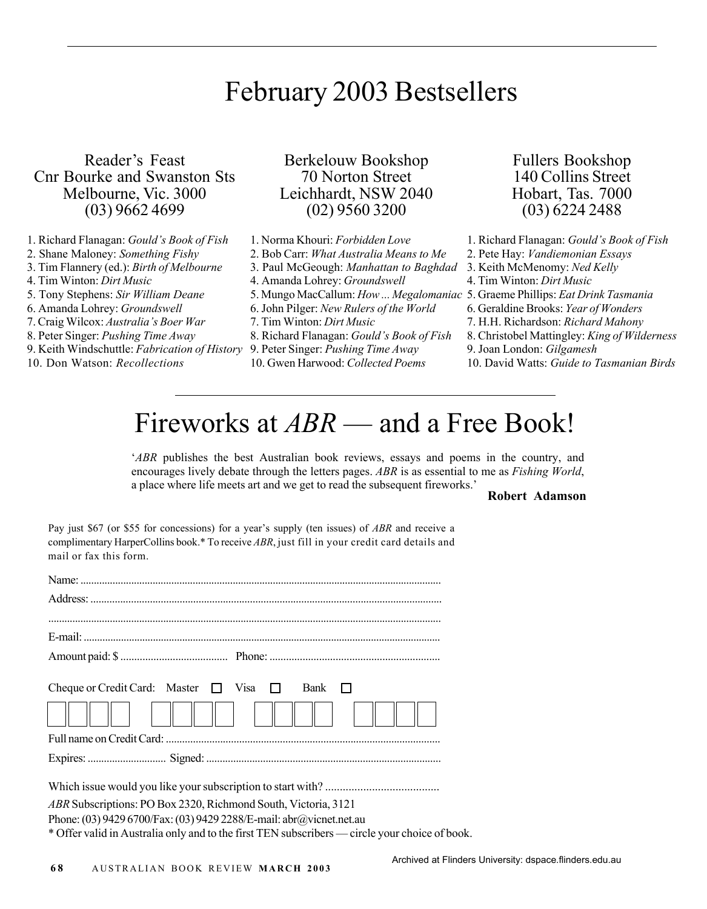# February 2003 Bestsellers

### Reader's Feast
Cnr Bourke and Swanston Sts
Melbourne, Vic. 3000
(03) 9662 4699

1. Richard Flanagan: *Gould's Book of Fish*
2. Shane Maloney: *Something Fishy*
3. Tim Flannery (ed.): *Birth of Melbourne*
4. Tim Winton: *Dirt Music*
5. Tony Stephens: *Sir William Deane*
6. Amanda Lohrey: *Groundswell*
7. Craig Wilcox: *Australia's Boer War*
8. Peter Singer: *Pushing Time Away*
9. Keith Windschuttle: *Fabrication of History*
10. Don Watson: *Recollections*

### Berkelouw Bookshop
70 Norton Street
Leichhardt, NSW 2040
(02) 9560 3200

1. Norma Khouri: *Forbidden Love*
2. Bob Carr: *What Australia Means to Me*
3. Paul McGeough: *Manhattan to Baghdad*
4. Amanda Lohrey: *Groundswell*
5. Mungo MacCallum: *How ... Megalomaniac*
6. John Pilger: *New Rulers of the World*
7. Tim Winton: *Dirt Music*
8. Richard Flanagan: *Gould's Book of Fish*
9. Peter Singer: *Pushing Time Away*
10. Gwen Harwood: *Collected Poems*

### Fullers Bookshop
140 Collins Street
Hobart, Tas. 7000
(03) 6224 2488

1. Richard Flanagan: *Gould's Book of Fish*
2. Pete Hay: *Vandiemonian Essays*
3. Keith McMenomy: *Ned Kelly*
4. Tim Winton: *Dirt Music*
5. Graeme Phillips: *Eat Drink Tasmania*
6. Geraldine Brooks: *Year of Wonders*
7. H.H. Richardson: *Richard Mahony*
8. Christobel Mattingley: *King of Wilderness*
9. Joan London: *Gilgamesh*
10. David Watts: *Guide to Tasmanian Birds*

---

# Fireworks at *ABR* — and a Free Book!

'*ABR* publishes the best Australian book reviews, essays and poems in the country, and encourages lively debate through the letters pages. *ABR* is as essential to me as *Fishing World*, a place where life meets art and we get to read the subsequent fireworks.'

**Robert Adamson**

Pay just $67 (or $55 for concessions) for a year's supply (ten issues) of *ABR* and receive a complimentary HarperCollins book.* To receive *ABR*, just fill in your credit card details and mail or fax this form.

Name: ..........................................................................................................................

Address: ......................................................................................................................

......................................................................................................................................

E-mail: .........................................................................................................................

Amount paid: $ ....................................... Phone: .............................................................

Cheque or Credit Card: Master ☐ Visa ☐ Bank ☐

☐☐☐☐ ☐☐☐☐ ☐☐☐☐ ☐☐☐☐

Full name on Credit Card: ...........................................................................................

Expires: ............................ Signed: ..........................................................................

Which issue would you like your subscription to start with? .......................................

*ABR* Subscriptions: PO Box 2320, Richmond South, Victoria, 3121
Phone: (03) 9429 6700/Fax: (03) 9429 2288/E-mail: abr@vicnet.net.au
* Offer valid in Australia only and to the first TEN subscribers — circle your choice of book.

Archived at Flinders University: dspace.flinders.edu.au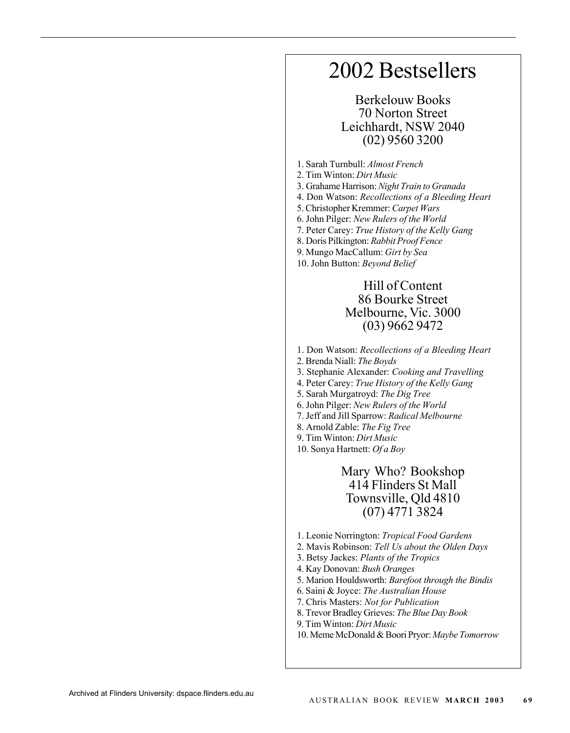# 2002 Bestsellers

## Berkelouw Books
70 Norton Street
Leichhardt, NSW 2040
(02) 9560 3200

1. Sarah Turnbull: *Almost French*
2. Tim Winton: *Dirt Music*
3. Grahame Harrison: *Night Train to Granada*
4. Don Watson: *Recollections of a Bleeding Heart*
5. Christopher Kremmer: *Carpet Wars*
6. John Pilger: *New Rulers of the World*
7. Peter Carey: *True History of the Kelly Gang*
8. Doris Pilkington: *Rabbit Proof Fence*
9. Mungo MacCallum: *Girt by Sea*
10. John Button: *Beyond Belief*

## Hill of Content
86 Bourke Street
Melbourne, Vic. 3000
(03) 9662 9472

1. Don Watson: *Recollections of a Bleeding Heart*
2. Brenda Niall: *The Boyds*
3. Stephanie Alexander: *Cooking and Travelling*
4. Peter Carey: *True History of the Kelly Gang*
5. Sarah Murgatroyd: *The Dig Tree*
6. John Pilger: *New Rulers of the World*
7. Jeff and Jill Sparrow: *Radical Melbourne*
8. Arnold Zable: *The Fig Tree*
9. Tim Winton: *Dirt Music*
10. Sonya Hartnett: *Of a Boy*

## Mary Who? Bookshop
414 Flinders St Mall
Townsville, Qld 4810
(07) 4771 3824

1. Leonie Norrington: *Tropical Food Gardens*
2. Mavis Robinson: *Tell Us about the Olden Days*
3. Betsy Jackes: *Plants of the Tropics*
4. Kay Donovan: *Bush Oranges*
5. Marion Houldsworth: *Barefoot through the Bindis*
6. Saini & Joyce: *The Australian House*
7. Chris Masters: *Not for Publication*
8. Trevor Bradley Grieves: *The Blue Day Book*
9. Tim Winton: *Dirt Music*
10. Meme McDonald & Boori Pryor: *Maybe Tomorrow*